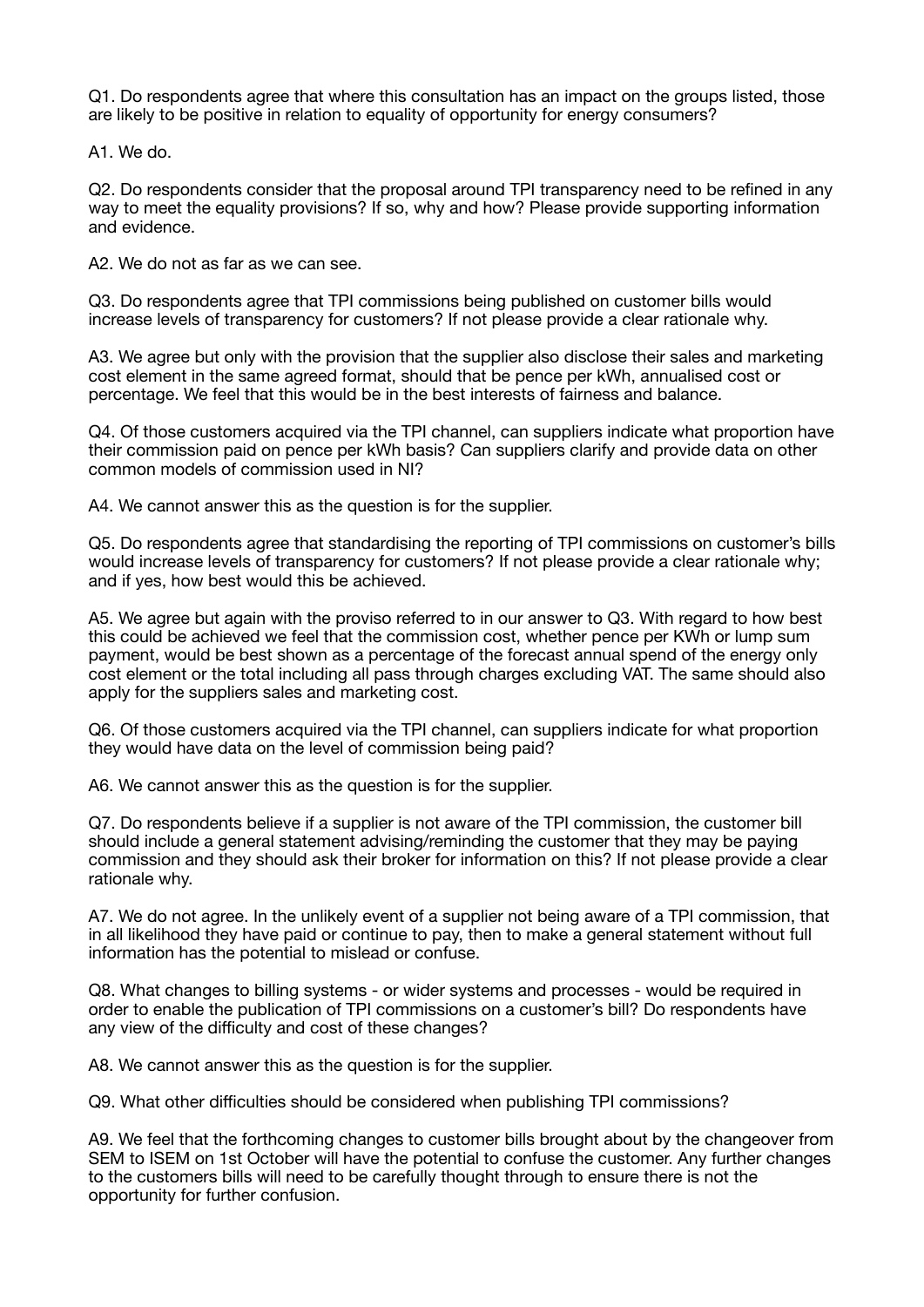Q1. Do respondents agree that where this consultation has an impact on the groups listed, those are likely to be positive in relation to equality of opportunity for energy consumers?

A1. We do.

Q2. Do respondents consider that the proposal around TPI transparency need to be refined in any way to meet the equality provisions? If so, why and how? Please provide supporting information and evidence.

A2. We do not as far as we can see.

Q3. Do respondents agree that TPI commissions being published on customer bills would increase levels of transparency for customers? If not please provide a clear rationale why.

A3. We agree but only with the provision that the supplier also disclose their sales and marketing cost element in the same agreed format, should that be pence per kWh, annualised cost or percentage. We feel that this would be in the best interests of fairness and balance.

Q4. Of those customers acquired via the TPI channel, can suppliers indicate what proportion have their commission paid on pence per kWh basis? Can suppliers clarify and provide data on other common models of commission used in NI?

A4. We cannot answer this as the question is for the supplier.

Q5. Do respondents agree that standardising the reporting of TPI commissions on customer's bills would increase levels of transparency for customers? If not please provide a clear rationale why; and if yes, how best would this be achieved.

A5. We agree but again with the proviso referred to in our answer to Q3. With regard to how best this could be achieved we feel that the commission cost, whether pence per KWh or lump sum payment, would be best shown as a percentage of the forecast annual spend of the energy only cost element or the total including all pass through charges excluding VAT. The same should also apply for the suppliers sales and marketing cost.

Q6. Of those customers acquired via the TPI channel, can suppliers indicate for what proportion they would have data on the level of commission being paid?

A6. We cannot answer this as the question is for the supplier.

Q7. Do respondents believe if a supplier is not aware of the TPI commission, the customer bill should include a general statement advising/reminding the customer that they may be paying commission and they should ask their broker for information on this? If not please provide a clear rationale why.

A7. We do not agree. In the unlikely event of a supplier not being aware of a TPI commission, that in all likelihood they have paid or continue to pay, then to make a general statement without full information has the potential to mislead or confuse.

Q8. What changes to billing systems - or wider systems and processes - would be required in order to enable the publication of TPI commissions on a customer's bill? Do respondents have any view of the difficulty and cost of these changes?

A8. We cannot answer this as the question is for the supplier.

Q9. What other difficulties should be considered when publishing TPI commissions?

A9. We feel that the forthcoming changes to customer bills brought about by the changeover from SEM to ISEM on 1st October will have the potential to confuse the customer. Any further changes to the customers bills will need to be carefully thought through to ensure there is not the opportunity for further confusion.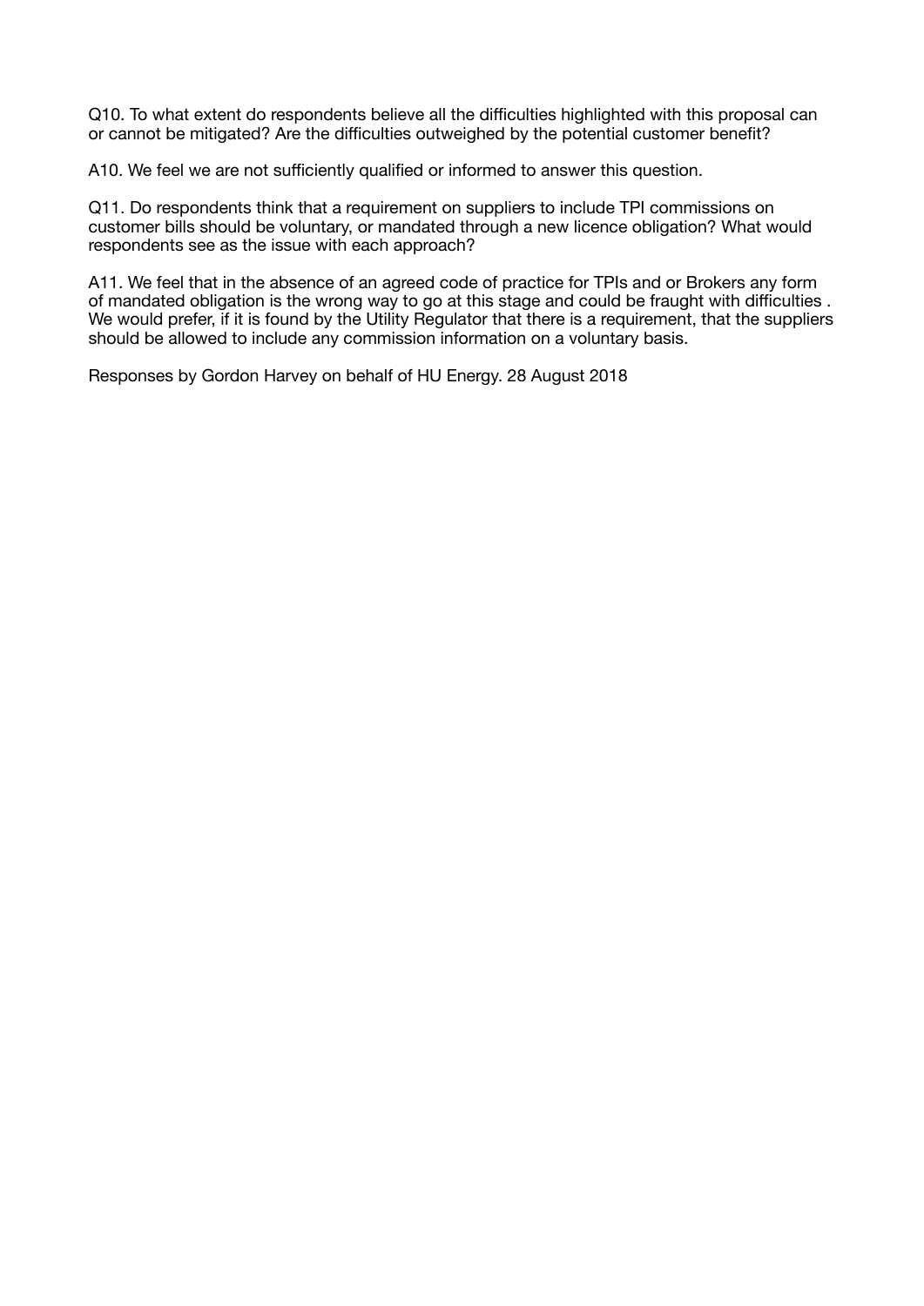Q10. To what extent do respondents believe all the difficulties highlighted with this proposal can or cannot be mitigated? Are the difficulties outweighed by the potential customer benefit?

A10. We feel we are not sufficiently qualified or informed to answer this question.

Q11. Do respondents think that a requirement on suppliers to include TPI commissions on customer bills should be voluntary, or mandated through a new licence obligation? What would respondents see as the issue with each approach?

A11. We feel that in the absence of an agreed code of practice for TPIs and or Brokers any form of mandated obligation is the wrong way to go at this stage and could be fraught with difficulties . We would prefer, if it is found by the Utility Regulator that there is a requirement, that the suppliers should be allowed to include any commission information on a voluntary basis.

Responses by Gordon Harvey on behalf of HU Energy. 28 August 2018